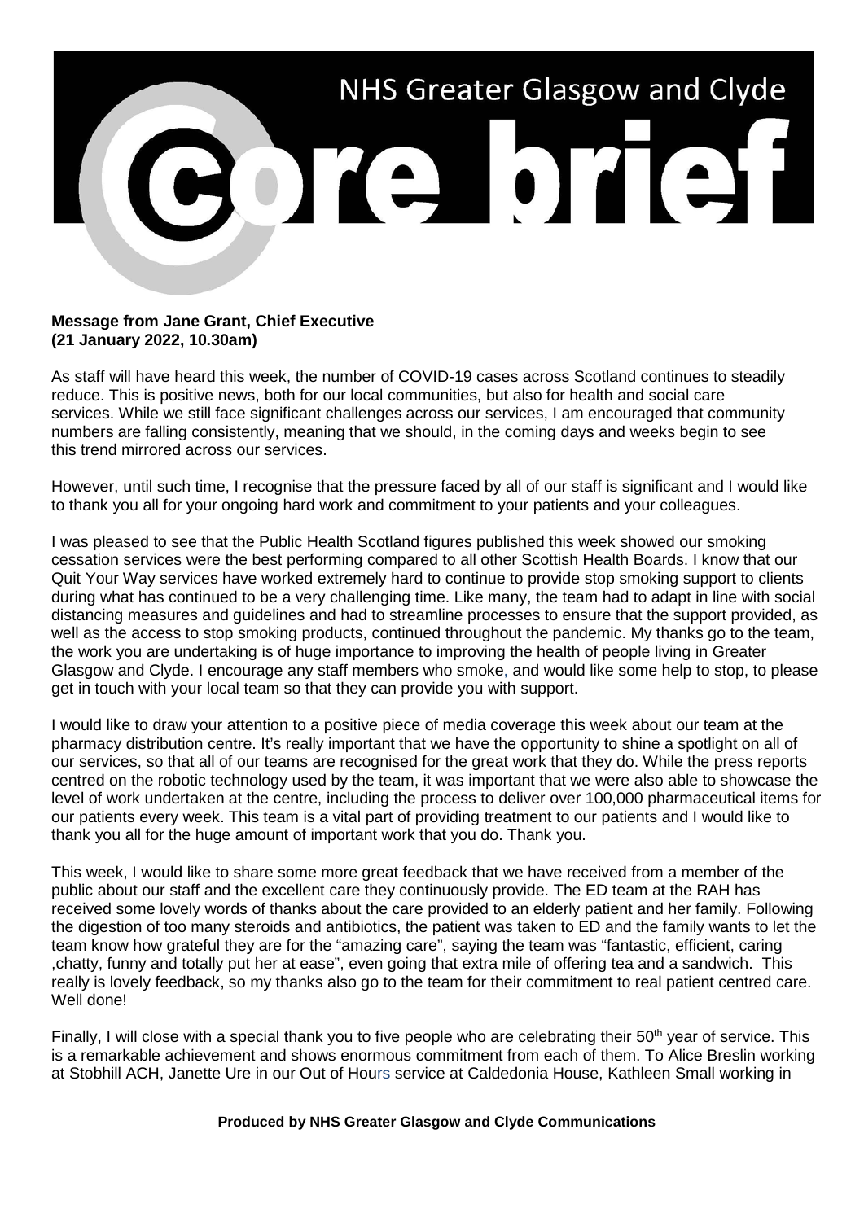# NHS Greater Glasgow and Clyde

# core brief

**Message from Jane Grant, Chief Executive**
**(21 January 2022, 10.30am)**

As staff will have heard this week, the number of COVID-19 cases across Scotland continues to steadily reduce. This is positive news, both for our local communities, but also for health and social care services. While we still face significant challenges across our services, I am encouraged that community numbers are falling consistently, meaning that we should, in the coming days and weeks begin to see this trend mirrored across our services.

However, until such time, I recognise that the pressure faced by all of our staff is significant and I would like to thank you all for your ongoing hard work and commitment to your patients and your colleagues.

I was pleased to see that the Public Health Scotland figures published this week showed our smoking cessation services were the best performing compared to all other Scottish Health Boards. I know that our Quit Your Way services have worked extremely hard to continue to provide stop smoking support to clients during what has continued to be a very challenging time. Like many, the team had to adapt in line with social distancing measures and guidelines and had to streamline processes to ensure that the support provided, as well as the access to stop smoking products, continued throughout the pandemic. My thanks go to the team, the work you are undertaking is of huge importance to improving the health of people living in Greater Glasgow and Clyde. I encourage any staff members who smoke, and would like some help to stop, to please get in touch with your local team so that they can provide you with support.

I would like to draw your attention to a positive piece of media coverage this week about our team at the pharmacy distribution centre. It's really important that we have the opportunity to shine a spotlight on all of our services, so that all of our teams are recognised for the great work that they do. While the press reports centred on the robotic technology used by the team, it was important that we were also able to showcase the level of work undertaken at the centre, including the process to deliver over 100,000 pharmaceutical items for our patients every week. This team is a vital part of providing treatment to our patients and I would like to thank you all for the huge amount of important work that you do. Thank you.

This week, I would like to share some more great feedback that we have received from a member of the public about our staff and the excellent care they continuously provide. The ED team at the RAH has received some lovely words of thanks about the care provided to an elderly patient and her family. Following the digestion of too many steroids and antibiotics, the patient was taken to ED and the family wants to let the team know how grateful they are for the "amazing care", saying the team was "fantastic, efficient, caring ,chatty, funny and totally put her at ease", even going that extra mile of offering tea and a sandwich. This really is lovely feedback, so my thanks also go to the team for their commitment to real patient centred care. Well done!

Finally, I will close with a special thank you to five people who are celebrating their 50th year of service. This is a remarkable achievement and shows enormous commitment from each of them. To Alice Breslin working at Stobhill ACH, Janette Ure in our Out of Hours service at Caldedonia House, Kathleen Small working in

**Produced by NHS Greater Glasgow and Clyde Communications**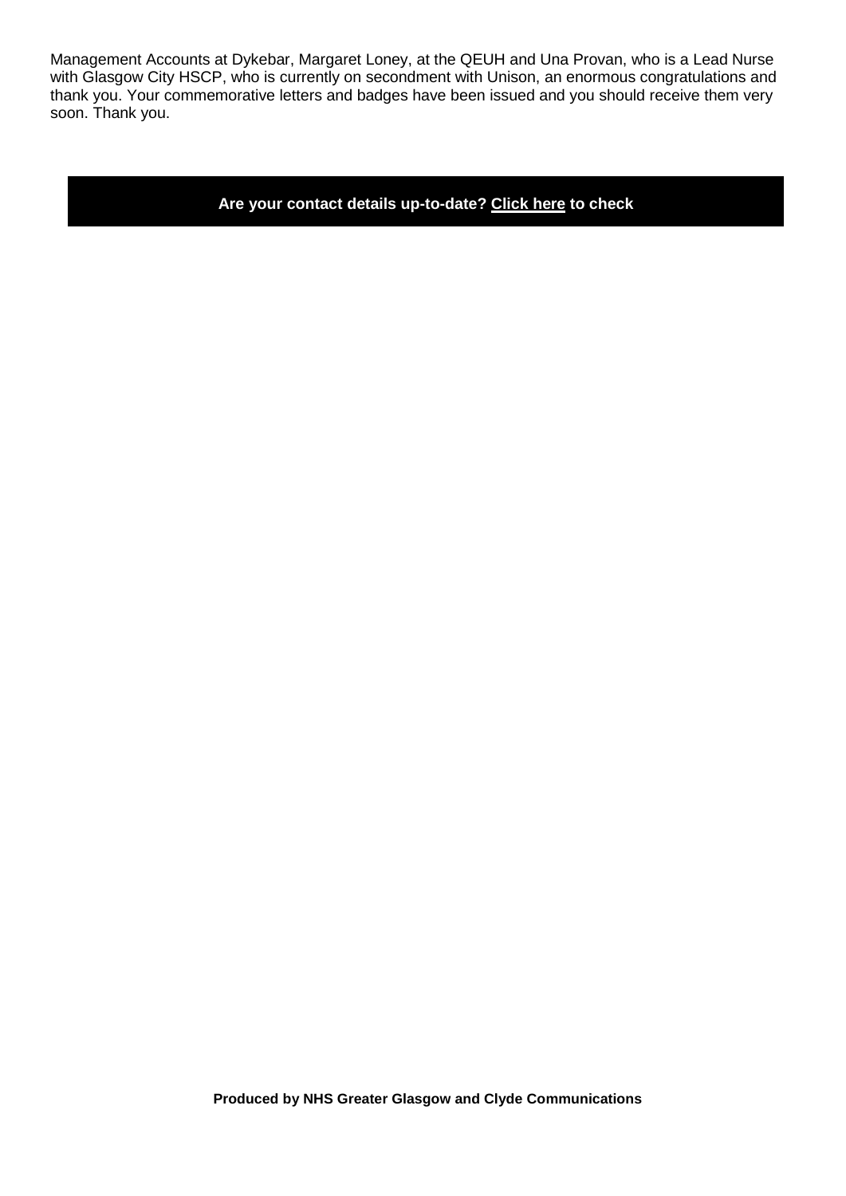Management Accounts at Dykebar, Margaret Loney, at the QEUH and Una Provan, who is a Lead Nurse with Glasgow City HSCP, who is currently on secondment with Unison, an enormous congratulations and thank you. Your commemorative letters and badges have been issued and you should receive them very soon. Thank you.

**Are your contact details up-to-date? Click here to check**

**Produced by NHS Greater Glasgow and Clyde Communications**